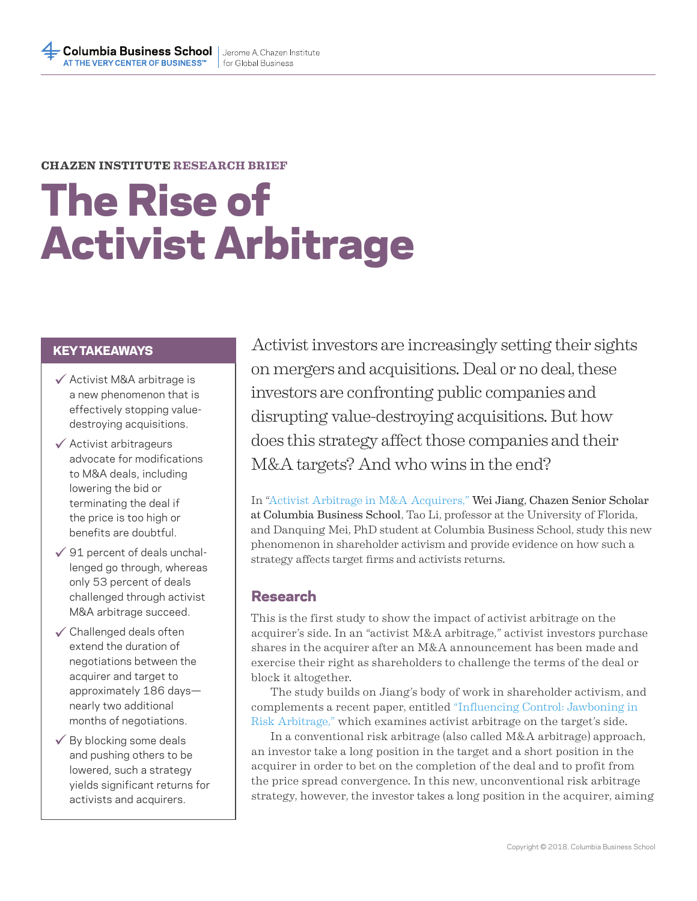Columbia Business School AT THE VERY CENTER OF BUSINESS™ | Jerome A. Chazen Institute for Global Business

**CHAZEN INSTITUTE RESEARCH BRIEF**

# The Rise of Activist Arbitrage

## KEY TAKEAWAYS

- ✓ Activist M&A arbitrage is a new phenomenon that is effectively stopping value-destroying acquisitions.
- ✓ Activist arbitrageurs advocate for modifications to M&A deals, including lowering the bid or terminating the deal if the price is too high or benefits are doubtful.
- ✓ 91 percent of deals unchallenged go through, whereas only 53 percent of deals challenged through activist M&A arbitrage succeed.
- ✓ Challenged deals often extend the duration of negotiations between the acquirer and target to approximately 186 days—nearly two additional months of negotiations.
- ✓ By blocking some deals and pushing others to be lowered, such a strategy yields significant returns for activists and acquirers.

Activist investors are increasingly setting their sights on mergers and acquisitions. Deal or no deal, these investors are confronting public companies and disrupting value-destroying acquisitions. But how does this strategy affect those companies and their M&A targets? And who wins in the end?

In "Activist Arbitrage in M&A Acquirers," **Wei Jiang, Chazen Senior Scholar at Columbia Business School**, Tao Li, professor at the University of Florida, and Danquing Mei, PhD student at Columbia Business School, study this new phenomenon in shareholder activism and provide evidence on how such a strategy affects target firms and activists returns.

## Research

This is the first study to show the impact of activist arbitrage on the acquirer's side. In an "activist M&A arbitrage," activist investors purchase shares in the acquirer after an M&A announcement has been made and exercise their right as shareholders to challenge the terms of the deal or block it altogether.

The study builds on Jiang's body of work in shareholder activism, and complements a recent paper, entitled "Influencing Control: Jawboning in Risk Arbitrage," which examines activist arbitrage on the target's side.

In a conventional risk arbitrage (also called M&A arbitrage) approach, an investor take a long position in the target and a short position in the acquirer in order to bet on the completion of the deal and to profit from the price spread convergence. In this new, unconventional risk arbitrage strategy, however, the investor takes a long position in the acquirer, aiming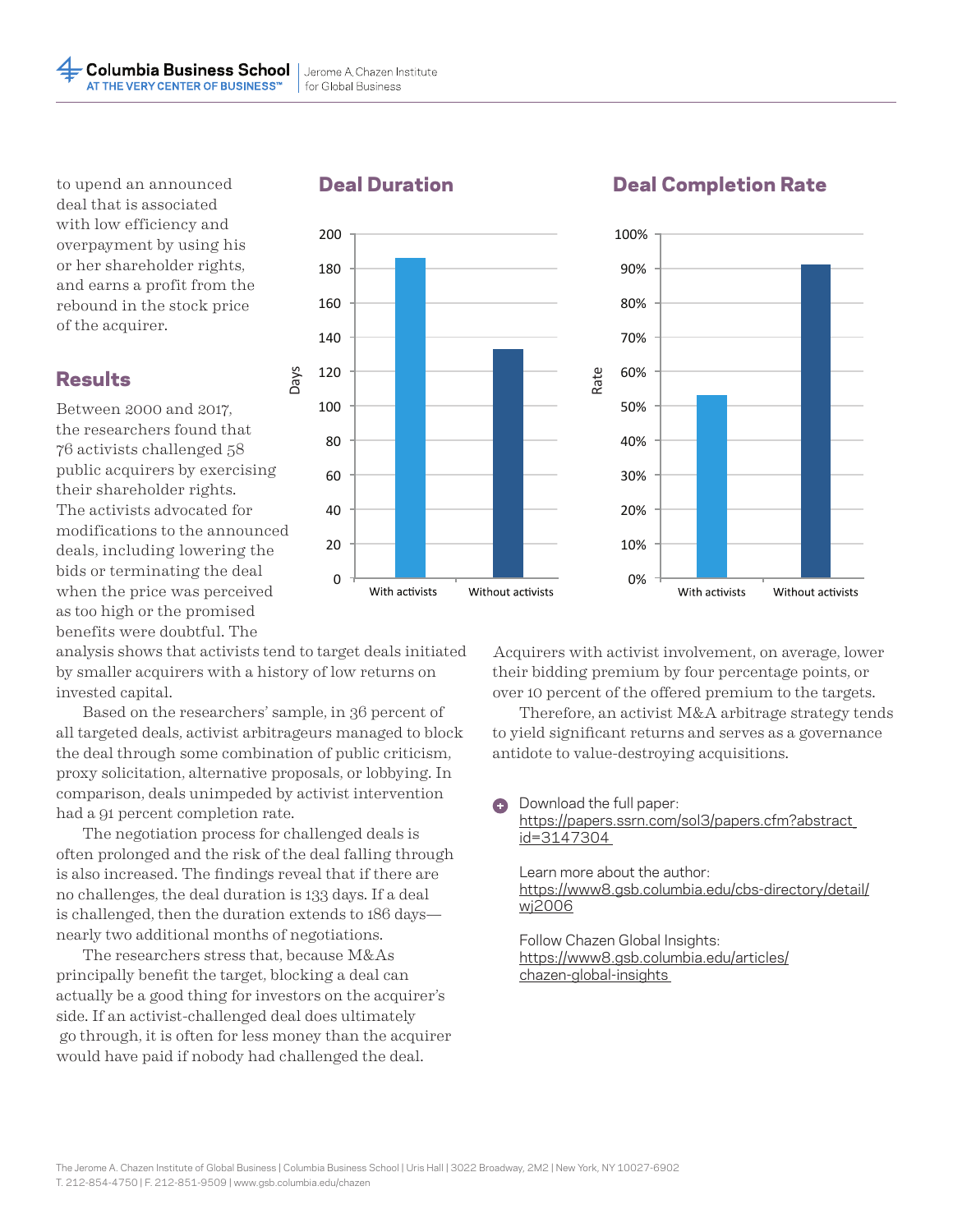to upend an announced deal that is associated with low efficiency and overpayment by using his or her shareholder rights, and earns a profit from the rebound in the stock price of the acquirer.

## Results

Between 2000 and 2017, the researchers found that 76 activists challenged 58 public acquirers by exercising their shareholder rights. The activists advocated for modifications to the announced deals, including lowering the bids or terminating the deal when the price was perceived as too high or the promised benefits were doubtful. The analysis shows that activists tend to target deals initiated by smaller acquirers with a history of low returns on invested capital.

Based on the researchers' sample, in 36 percent of all targeted deals, activist arbitrageurs managed to block the deal through some combination of public criticism, proxy solicitation, alternative proposals, or lobbying. In comparison, deals unimpeded by activist intervention had a 91 percent completion rate.

The negotiation process for challenged deals is often prolonged and the risk of the deal falling through is also increased. The findings reveal that if there are no challenges, the deal duration is 133 days. If a deal is challenged, then the duration extends to 186 days—nearly two additional months of negotiations.

The researchers stress that, because M&As principally benefit the target, blocking a deal can actually be a good thing for investors on the acquirer's side. If an activist-challenged deal does ultimately go through, it is often for less money than the acquirer would have paid if nobody had challenged the deal.

**Deal Duration**

Days

200
180
160
140
120
100
80
60
40
20
0

With activists
Without activists

**Deal Completion Rate**

Rate

100%
90%
80%
70%
60%
50%
40%
30%
20%
10%
0%

With activists
Without activists

Acquirers with activist involvement, on average, lower their bidding premium by four percentage points, or over 10 percent of the offered premium to the targets.

Therefore, an activist M&A arbitrage strategy tends to yield significant returns and serves as a governance antidote to value-destroying acquisitions.

Download the full paper:
https://papers.ssrn.com/sol3/papers.cfm?abstract_id=3147304

Learn more about the author:
https://www8.gsb.columbia.edu/cbs-directory/detail/wj2006

Follow Chazen Global Insights:
https://www8.gsb.columbia.edu/articles/chazen-global-insights